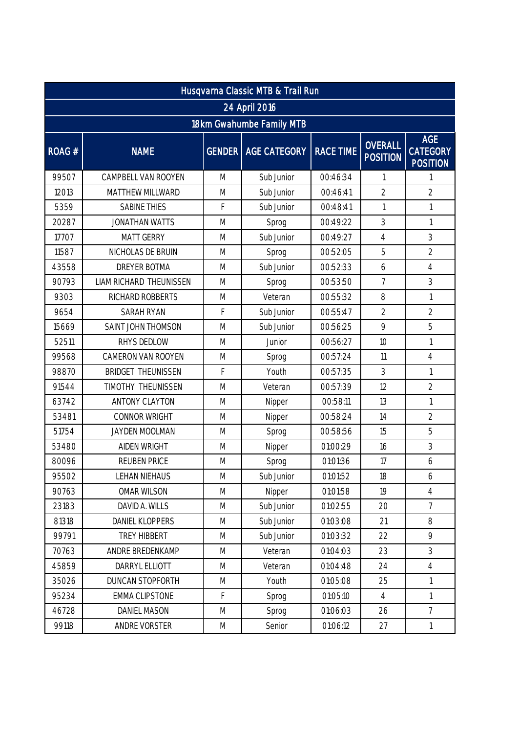| Husqvarna Classic MTB & Trail Run | | | | | | |
|---|---|---|---|---|---|---|
| 24 April 2016 | | | | | | |
| 18km Gwahumbe Family MTB | | | | | | |
| ROAG # | NAME | GENDER | AGE CATEGORY | RACE TIME | OVERALL POSITION | AGE CATEGORY POSITION |
| 99507 | CAMPBELL VAN ROOYEN | M | Sub Junior | 00:46:34 | 1 | 1 |
| 12013 | MATTHEW MILLWARD | M | Sub Junior | 00:46:41 | 2 | 2 |
| 5359 | SABINE THIES | F | Sub Junior | 00:48:41 | 1 | 1 |
| 20287 | JONATHAN WATTS | M | Sprog | 00:49:22 | 3 | 1 |
| 17707 | MATT GERRY | M | Sub Junior | 00:49:27 | 4 | 3 |
| 11587 | NICHOLAS DE BRUIN | M | Sprog | 00:52:05 | 5 | 2 |
| 43558 | DREYER BOTMA | M | Sub Junior | 00:52:33 | 6 | 4 |
| 90793 | LIAM RICHARD THEUNISSEN | M | Sprog | 00:53:50 | 7 | 3 |
| 9303 | RICHARD ROBBERTS | M | Veteran | 00:55:32 | 8 | 1 |
| 9654 | SARAH RYAN | F | Sub Junior | 00:55:47 | 2 | 2 |
| 15669 | SAINT JOHN THOMSON | M | Sub Junior | 00:56:25 | 9 | 5 |
| 52511 | RHYS DEDLOW | M | Junior | 00:56:27 | 10 | 1 |
| 99568 | CAMERON VAN ROOYEN | M | Sprog | 00:57:24 | 11 | 4 |
| 98870 | BRIDGET THEUNISSEN | F | Youth | 00:57:35 | 3 | 1 |
| 91544 | TIMOTHY THEUNISSEN | M | Veteran | 00:57:39 | 12 | 2 |
| 63742 | ANTONY CLAYTON | M | Nipper | 00:58:11 | 13 | 1 |
| 53481 | CONNOR WRIGHT | M | Nipper | 00:58:24 | 14 | 2 |
| 51754 | JAYDEN MOOLMAN | M | Sprog | 00:58:56 | 15 | 5 |
| 53480 | AIDEN WRIGHT | M | Nipper | 01:00:29 | 16 | 3 |
| 80096 | REUBEN PRICE | M | Sprog | 01:01:36 | 17 | 6 |
| 95502 | LEHAN NIEHAUS | M | Sub Junior | 01:01:52 | 18 | 6 |
| 90763 | OMAR WILSON | M | Nipper | 01:01:58 | 19 | 4 |
| 23183 | DAVID A. WILLS | M | Sub Junior | 01:02:55 | 20 | 7 |
| 81318 | DANIEL KLOPPERS | M | Sub Junior | 01:03:08 | 21 | 8 |
| 99791 | TREY HIBBERT | M | Sub Junior | 01:03:32 | 22 | 9 |
| 70763 | ANDRE BREDENKAMP | M | Veteran | 01:04:03 | 23 | 3 |
| 45859 | DARRYL ELLIOTT | M | Veteran | 01:04:48 | 24 | 4 |
| 35026 | DUNCAN STOPFORTH | M | Youth | 01:05:08 | 25 | 1 |
| 95234 | EMMA CLIPSTONE | F | Sprog | 01:05:10 | 4 | 1 |
| 46728 | DANIEL MASON | M | Sprog | 01:06:03 | 26 | 7 |
| 99118 | ANDRE VORSTER | M | Senior | 01:06:12 | 27 | 1 |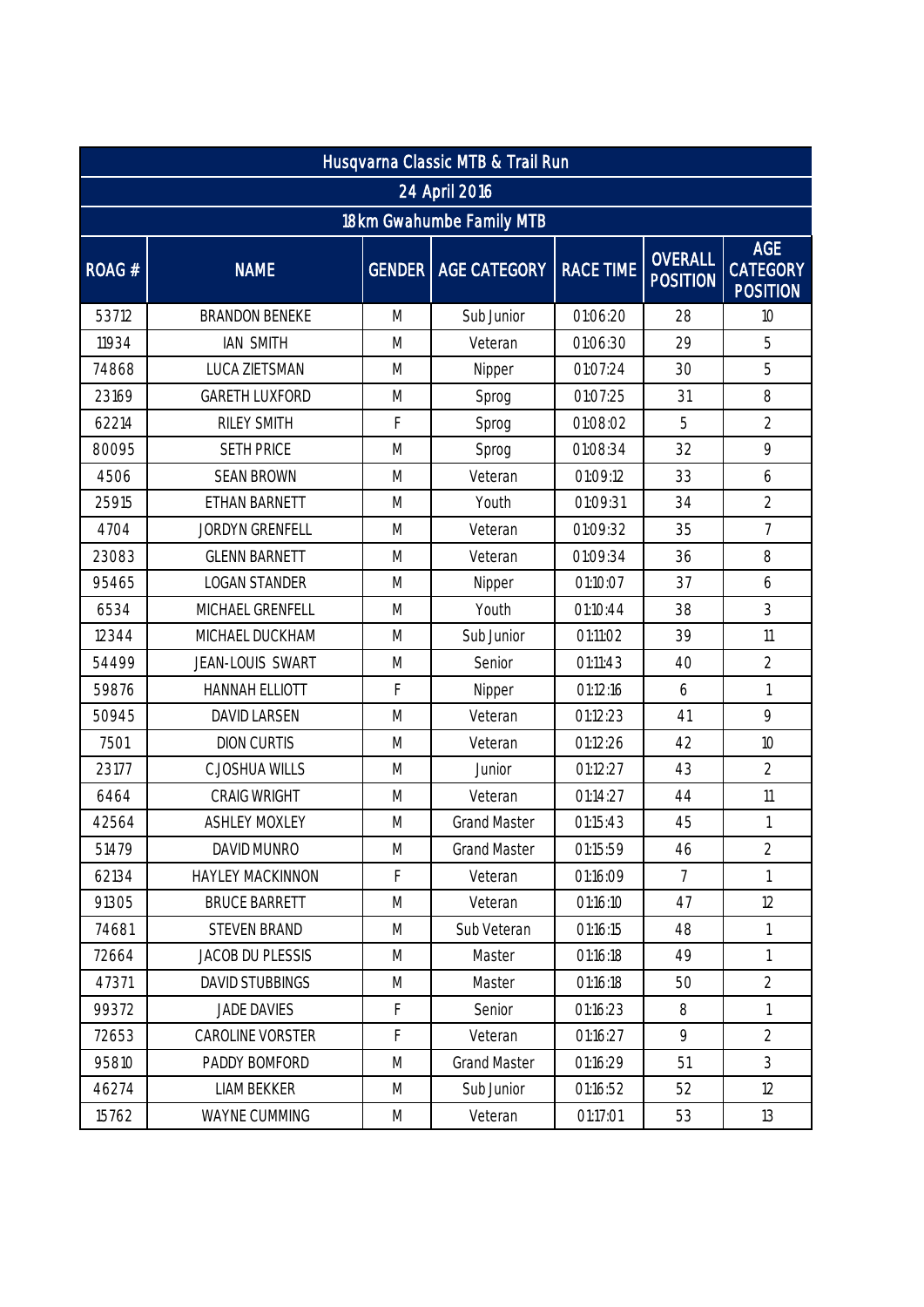| Husqvarna Classic MTB & Trail Run | | | | | | |
|---|---|---|---|---|---|---|
| 24 April 2016 | | | | | | |
| 18km Gwahumbe Family MTB | | | | | | |
| ROAG # | NAME | GENDER | AGE CATEGORY | RACE TIME | OVERALL POSITION | AGE CATEGORY POSITION |
| 53712 | BRANDON BENEKE | M | Sub Junior | 01:06:20 | 28 | 10 |
| 11934 | IAN SMITH | M | Veteran | 01:06:30 | 29 | 5 |
| 74868 | LUCA ZIETSMAN | M | Nipper | 01:07:24 | 30 | 5 |
| 23169 | GARETH LUXFORD | M | Sprog | 01:07:25 | 31 | 8 |
| 62214 | RILEY SMITH | F | Sprog | 01:08:02 | 5 | 2 |
| 80095 | SETH PRICE | M | Sprog | 01:08:34 | 32 | 9 |
| 4506 | SEAN BROWN | M | Veteran | 01:09:12 | 33 | 6 |
| 25915 | ETHAN BARNETT | M | Youth | 01:09:31 | 34 | 2 |
| 4704 | JORDYN GRENFELL | M | Veteran | 01:09:32 | 35 | 7 |
| 23083 | GLENN BARNETT | M | Veteran | 01:09:34 | 36 | 8 |
| 95465 | LOGAN STANDER | M | Nipper | 01:10:07 | 37 | 6 |
| 6534 | MICHAEL GRENFELL | M | Youth | 01:10:44 | 38 | 3 |
| 12344 | MICHAEL DUCKHAM | M | Sub Junior | 01:11:02 | 39 | 11 |
| 54499 | JEAN-LOUIS SWART | M | Senior | 01:11:43 | 40 | 2 |
| 59876 | HANNAH ELLIOTT | F | Nipper | 01:12:16 | 6 | 1 |
| 50945 | DAVID LARSEN | M | Veteran | 01:12:23 | 41 | 9 |
| 7501 | DION CURTIS | M | Veteran | 01:12:26 | 42 | 10 |
| 23177 | C.JOSHUA WILLS | M | Junior | 01:12:27 | 43 | 2 |
| 6464 | CRAIG WRIGHT | M | Veteran | 01:14:27 | 44 | 11 |
| 42564 | ASHLEY MOXLEY | M | Grand Master | 01:15:43 | 45 | 1 |
| 51479 | DAVID MUNRO | M | Grand Master | 01:15:59 | 46 | 2 |
| 62134 | HAYLEY MACKINNON | F | Veteran | 01:16:09 | 7 | 1 |
| 91305 | BRUCE BARRETT | M | Veteran | 01:16:10 | 47 | 12 |
| 74681 | STEVEN BRAND | M | Sub Veteran | 01:16:15 | 48 | 1 |
| 72664 | JACOB DU PLESSIS | M | Master | 01:16:18 | 49 | 1 |
| 47371 | DAVID STUBBINGS | M | Master | 01:16:18 | 50 | 2 |
| 99372 | JADE DAVIES | F | Senior | 01:16:23 | 8 | 1 |
| 72653 | CAROLINE VORSTER | F | Veteran | 01:16:27 | 9 | 2 |
| 95810 | PADDY BOMFORD | M | Grand Master | 01:16:29 | 51 | 3 |
| 46274 | LIAM BEKKER | M | Sub Junior | 01:16:52 | 52 | 12 |
| 15762 | WAYNE CUMMING | M | Veteran | 01:17:01 | 53 | 13 |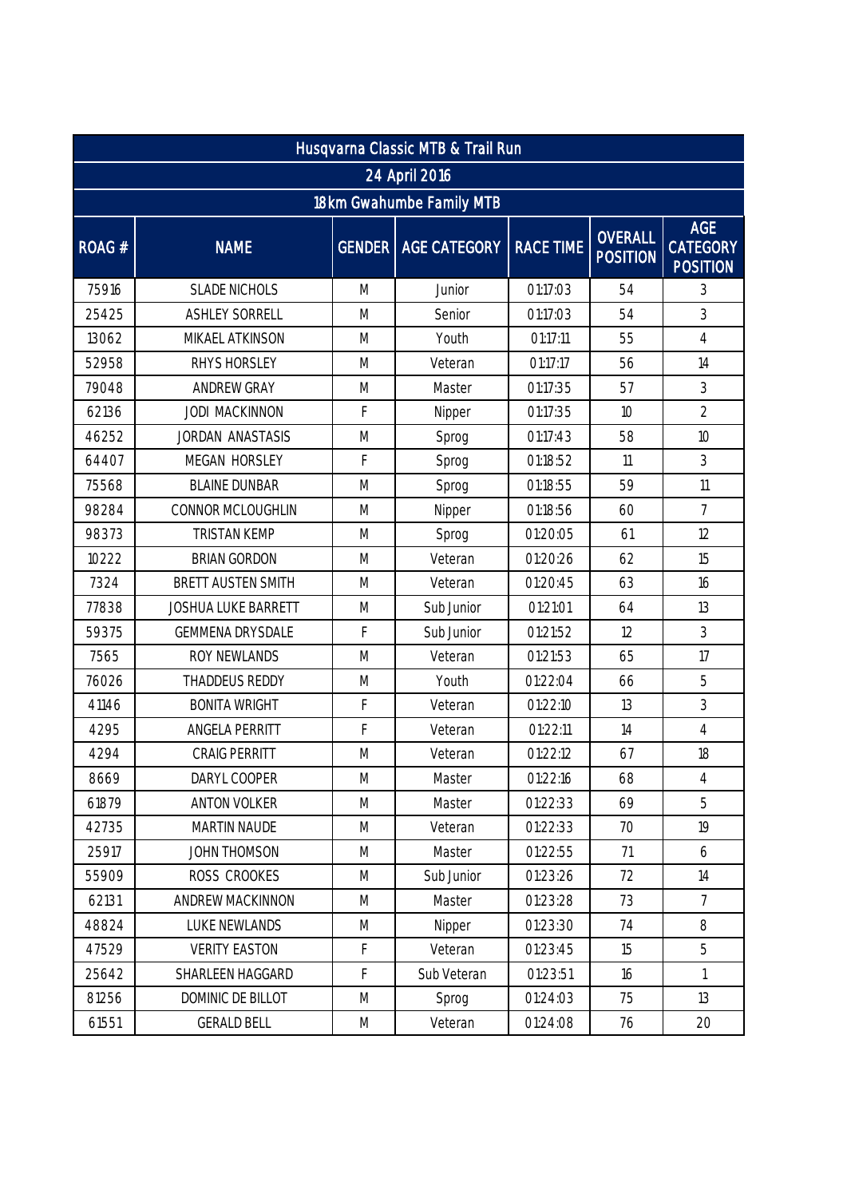| Husqvarna Classic MTB & Trail Run | | | | | | |
|---|---|---|---|---|---|---|
| 24 April 2016 | | | | | | |
| 18km Gwahumbe Family MTB | | | | | | |
| ROAG # | NAME | GENDER | AGE CATEGORY | RACE TIME | OVERALL POSITION | AGE CATEGORY POSITION |
| 75916 | SLADE NICHOLS | M | Junior | 01:17:03 | 54 | 3 |
| 25425 | ASHLEY SORRELL | M | Senior | 01:17:03 | 54 | 3 |
| 13062 | MIKAEL ATKINSON | M | Youth | 01:17:11 | 55 | 4 |
| 52958 | RHYS HORSLEY | M | Veteran | 01:17:17 | 56 | 14 |
| 79048 | ANDREW GRAY | M | Master | 01:17:35 | 57 | 3 |
| 62136 | JODI MACKINNON | F | Nipper | 01:17:35 | 10 | 2 |
| 46252 | JORDAN ANASTASIS | M | Sprog | 01:17:43 | 58 | 10 |
| 64407 | MEGAN HORSLEY | F | Sprog | 01:18:52 | 11 | 3 |
| 75568 | BLAINE DUNBAR | M | Sprog | 01:18:55 | 59 | 11 |
| 98284 | CONNOR MCLOUGHLIN | M | Nipper | 01:18:56 | 60 | 7 |
| 98373 | TRISTAN KEMP | M | Sprog | 01:20:05 | 61 | 12 |
| 10222 | BRIAN GORDON | M | Veteran | 01:20:26 | 62 | 15 |
| 7324 | BRETT AUSTEN SMITH | M | Veteran | 01:20:45 | 63 | 16 |
| 77838 | JOSHUA LUKE BARRETT | M | Sub Junior | 01:21:01 | 64 | 13 |
| 59375 | GEMMENA DRYSDALE | F | Sub Junior | 01:21:52 | 12 | 3 |
| 7565 | ROY NEWLANDS | M | Veteran | 01:21:53 | 65 | 17 |
| 76026 | THADDEUS REDDY | M | Youth | 01:22:04 | 66 | 5 |
| 41146 | BONITA WRIGHT | F | Veteran | 01:22:10 | 13 | 3 |
| 4295 | ANGELA PERRITT | F | Veteran | 01:22:11 | 14 | 4 |
| 4294 | CRAIG PERRITT | M | Veteran | 01:22:12 | 67 | 18 |
| 8669 | DARYL COOPER | M | Master | 01:22:16 | 68 | 4 |
| 61879 | ANTON VOLKER | M | Master | 01:22:33 | 69 | 5 |
| 42735 | MARTIN NAUDE | M | Veteran | 01:22:33 | 70 | 19 |
| 25917 | JOHN THOMSON | M | Master | 01:22:55 | 71 | 6 |
| 55909 | ROSS CROOKES | M | Sub Junior | 01:23:26 | 72 | 14 |
| 62131 | ANDREW MACKINNON | M | Master | 01:23:28 | 73 | 7 |
| 48824 | LUKE NEWLANDS | M | Nipper | 01:23:30 | 74 | 8 |
| 47529 | VERITY EASTON | F | Veteran | 01:23:45 | 15 | 5 |
| 25642 | SHARLEEN HAGGARD | F | Sub Veteran | 01:23:51 | 16 | 1 |
| 81256 | DOMINIC DE BILLOT | M | Sprog | 01:24:03 | 75 | 13 |
| 61551 | GERALD BELL | M | Veteran | 01:24:08 | 76 | 20 |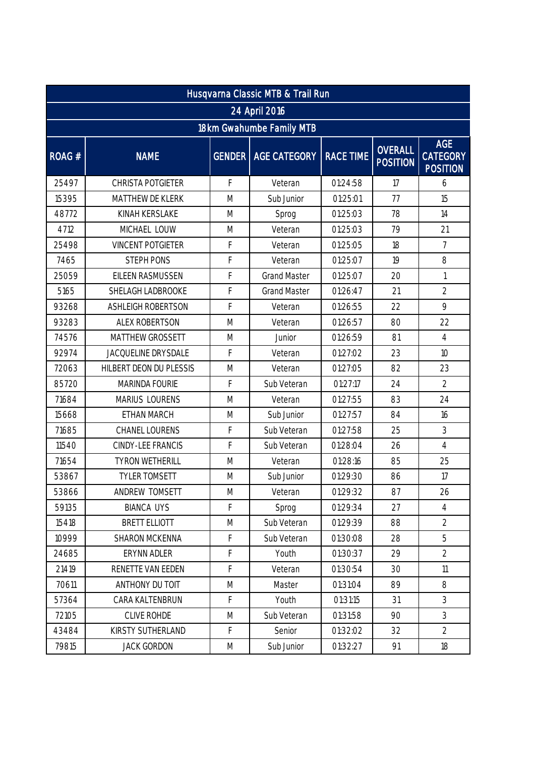| Husqvarna Classic MTB & Trail Run | | | | | | |
|---|---|---|---|---|---|---|
| 24 April 2016 | | | | | | |
| 18km Gwahumbe Family MTB | | | | | | |
| ROAG # | NAME | GENDER | AGE CATEGORY | RACE TIME | OVERALL POSITION | AGE CATEGORY POSITION |
| 25497 | CHRISTA POTGIETER | F | Veteran | 01:24:58 | 17 | 6 |
| 15395 | MATTHEW DE KLERK | M | Sub Junior | 01:25:01 | 77 | 15 |
| 48772 | KINAH KERSLAKE | M | Sprog | 01:25:03 | 78 | 14 |
| 4712 | MICHAEL LOUW | M | Veteran | 01:25:03 | 79 | 21 |
| 25498 | VINCENT POTGIETER | F | Veteran | 01:25:05 | 18 | 7 |
| 7465 | STEPH PONS | F | Veteran | 01:25:07 | 19 | 8 |
| 25059 | EILEEN RASMUSSEN | F | Grand Master | 01:25:07 | 20 | 1 |
| 5165 | SHELAGH LADBROOKE | F | Grand Master | 01:26:47 | 21 | 2 |
| 93268 | ASHLEIGH ROBERTSON | F | Veteran | 01:26:55 | 22 | 9 |
| 93283 | ALEX ROBERTSON | M | Veteran | 01:26:57 | 80 | 22 |
| 74576 | MATTHEW GROSSETT | M | Junior | 01:26:59 | 81 | 4 |
| 92974 | JACQUELINE DRYSDALE | F | Veteran | 01:27:02 | 23 | 10 |
| 72063 | HILBERT DEON DU PLESSIS | M | Veteran | 01:27:05 | 82 | 23 |
| 85720 | MARINDA FOURIE | F | Sub Veteran | 01:27:17 | 24 | 2 |
| 71684 | MARIUS LOURENS | M | Veteran | 01:27:55 | 83 | 24 |
| 15668 | ETHAN MARCH | M | Sub Junior | 01:27:57 | 84 | 16 |
| 71685 | CHANEL LOURENS | F | Sub Veteran | 01:27:58 | 25 | 3 |
| 11540 | CINDY-LEE FRANCIS | F | Sub Veteran | 01:28:04 | 26 | 4 |
| 71654 | TYRON WETHERILL | M | Veteran | 01:28:16 | 85 | 25 |
| 53867 | TYLER TOMSETT | M | Sub Junior | 01:29:30 | 86 | 17 |
| 53866 | ANDREW TOMSETT | M | Veteran | 01:29:32 | 87 | 26 |
| 59135 | BIANCA UYS | F | Sprog | 01:29:34 | 27 | 4 |
| 15418 | BRETT ELLIOTT | M | Sub Veteran | 01:29:39 | 88 | 2 |
| 10999 | SHARON MCKENNA | F | Sub Veteran | 01:30:08 | 28 | 5 |
| 24685 | ERYNN ADLER | F | Youth | 01:30:37 | 29 | 2 |
| 21419 | RENETTE VAN EEDEN | F | Veteran | 01:30:54 | 30 | 11 |
| 70611 | ANTHONY DU TOIT | M | Master | 01:31:04 | 89 | 8 |
| 57364 | CARA KALTENBRUN | F | Youth | 01:31:15 | 31 | 3 |
| 72105 | CLIVE ROHDE | M | Sub Veteran | 01:31:58 | 90 | 3 |
| 43484 | KIRSTY SUTHERLAND | F | Senior | 01:32:02 | 32 | 2 |
| 79815 | JACK GORDON | M | Sub Junior | 01:32:27 | 91 | 18 |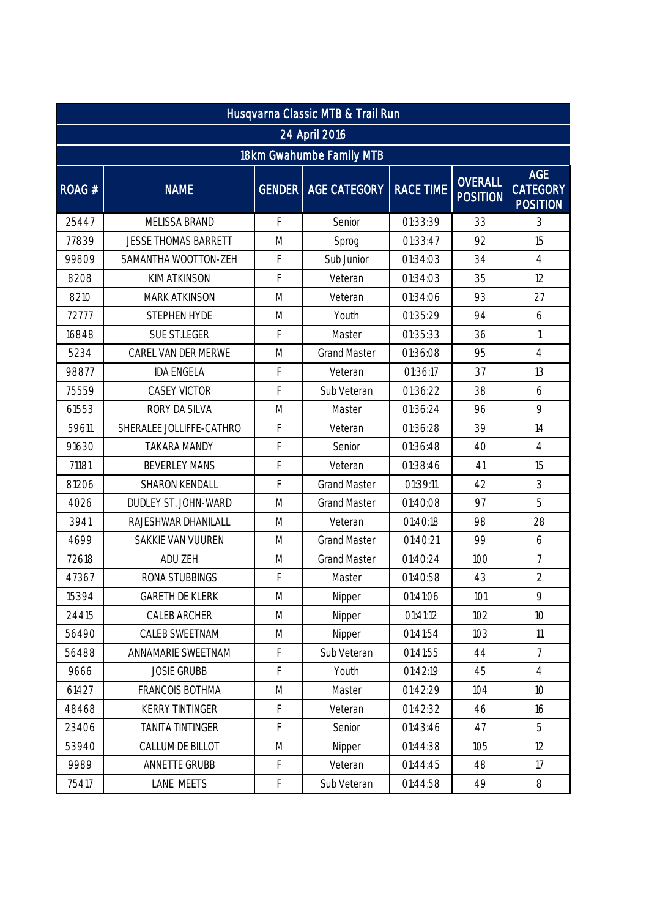| Husqvarna Classic MTB & Trail Run | | | | | | |
|---|---|---|---|---|---|---|
| 24 April 2016 | | | | | | |
| 18km Gwahumbe Family MTB | | | | | | |
| ROAG # | NAME | GENDER | AGE CATEGORY | RACE TIME | OVERALL POSITION | AGE CATEGORY POSITION |
| 25447 | MELISSA BRAND | F | Senior | 01:33:39 | 33 | 3 |
| 77839 | JESSE THOMAS BARRETT | M | Sprog | 01:33:47 | 92 | 15 |
| 99809 | SAMANTHA WOOTTON-ZEH | F | Sub Junior | 01:34:03 | 34 | 4 |
| 8208 | KIM ATKINSON | F | Veteran | 01:34:03 | 35 | 12 |
| 8210 | MARK ATKINSON | M | Veteran | 01:34:06 | 93 | 27 |
| 72777 | STEPHEN HYDE | M | Youth | 01:35:29 | 94 | 6 |
| 16848 | SUE ST.LEGER | F | Master | 01:35:33 | 36 | 1 |
| 5234 | CAREL VAN DER MERWE | M | Grand Master | 01:36:08 | 95 | 4 |
| 98877 | IDA ENGELA | F | Veteran | 01:36:17 | 37 | 13 |
| 75559 | CASEY VICTOR | F | Sub Veteran | 01:36:22 | 38 | 6 |
| 61553 | RORY DA SILVA | M | Master | 01:36:24 | 96 | 9 |
| 59611 | SHERALEE JOLLIFFE-CATHRO | F | Veteran | 01:36:28 | 39 | 14 |
| 91630 | TAKARA MANDY | F | Senior | 01:36:48 | 40 | 4 |
| 71181 | BEVERLEY MANS | F | Veteran | 01:38:46 | 41 | 15 |
| 81206 | SHARON KENDALL | F | Grand Master | 01:39:11 | 42 | 3 |
| 4026 | DUDLEY ST. JOHN-WARD | M | Grand Master | 01:40:08 | 97 | 5 |
| 3941 | RAJESHWAR DHANILALL | M | Veteran | 01:40:18 | 98 | 28 |
| 4699 | SAKKIE VAN VUUREN | M | Grand Master | 01:40:21 | 99 | 6 |
| 72618 | ADU ZEH | M | Grand Master | 01:40:24 | 100 | 7 |
| 47367 | RONA STUBBINGS | F | Master | 01:40:58 | 43 | 2 |
| 15394 | GARETH DE KLERK | M | Nipper | 01:41:06 | 101 | 9 |
| 24415 | CALEB ARCHER | M | Nipper | 01:41:12 | 102 | 10 |
| 56490 | CALEB SWEETNAM | M | Nipper | 01:41:54 | 103 | 11 |
| 56488 | ANNAMARIE SWEETNAM | F | Sub Veteran | 01:41:55 | 44 | 7 |
| 9666 | JOSIE GRUBB | F | Youth | 01:42:19 | 45 | 4 |
| 61427 | FRANCOIS BOTHMA | M | Master | 01:42:29 | 104 | 10 |
| 48468 | KERRY TINTINGER | F | Veteran | 01:42:32 | 46 | 16 |
| 23406 | TANITA TINTINGER | F | Senior | 01:43:46 | 47 | 5 |
| 53940 | CALLUM DE BILLOT | M | Nipper | 01:44:38 | 105 | 12 |
| 9989 | ANNETTE GRUBB | F | Veteran | 01:44:45 | 48 | 17 |
| 75417 | LANE MEETS | F | Sub Veteran | 01:44:58 | 49 | 8 |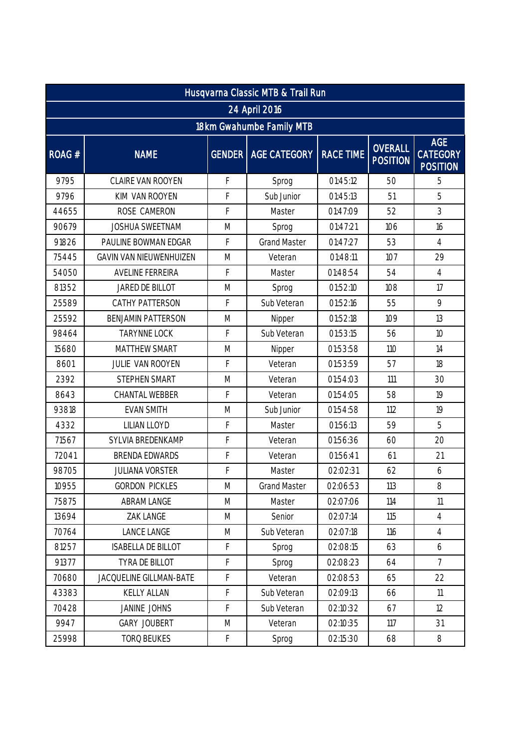| Husqvarna Classic MTB & Trail Run | | | | | | |
|---|---|---|---|---|---|---|
| 24 April 2016 | | | | | | |
| 18km Gwahumbe Family MTB | | | | | | |
| ROAG # | NAME | GENDER | AGE CATEGORY | RACE TIME | OVERALL POSITION | AGE CATEGORY POSITION |
| 9795 | CLAIRE VAN ROOYEN | F | Sprog | 01:45:12 | 50 | 5 |
| 9796 | KIM VAN ROOYEN | F | Sub Junior | 01:45:13 | 51 | 5 |
| 44655 | ROSE CAMERON | F | Master | 01:47:09 | 52 | 3 |
| 90679 | JOSHUA SWEETNAM | M | Sprog | 01:47:21 | 106 | 16 |
| 91826 | PAULINE BOWMAN EDGAR | F | Grand Master | 01:47:27 | 53 | 4 |
| 75445 | GAVIN VAN NIEUWENHUIZEN | M | Veteran | 01:48:11 | 107 | 29 |
| 54050 | AVELINE FERREIRA | F | Master | 01:48:54 | 54 | 4 |
| 81352 | JARED DE BILLOT | M | Sprog | 01:52:10 | 108 | 17 |
| 25589 | CATHY PATTERSON | F | Sub Veteran | 01:52:16 | 55 | 9 |
| 25592 | BENJAMIN PATTERSON | M | Nipper | 01:52:18 | 109 | 13 |
| 98464 | TARYNNE LOCK | F | Sub Veteran | 01:53:15 | 56 | 10 |
| 15680 | MATTHEW SMART | M | Nipper | 01:53:58 | 110 | 14 |
| 8601 | JULIE VAN ROOYEN | F | Veteran | 01:53:59 | 57 | 18 |
| 2392 | STEPHEN SMART | M | Veteran | 01:54:03 | 111 | 30 |
| 8643 | CHANTAL WEBBER | F | Veteran | 01:54:05 | 58 | 19 |
| 93818 | EVAN SMITH | M | Sub Junior | 01:54:58 | 112 | 19 |
| 4332 | LILIAN LLOYD | F | Master | 01:56:13 | 59 | 5 |
| 71567 | SYLVIA BREDENKAMP | F | Veteran | 01:56:36 | 60 | 20 |
| 72041 | BRENDA EDWARDS | F | Veteran | 01:56:41 | 61 | 21 |
| 98705 | JULIANA VORSTER | F | Master | 02:02:31 | 62 | 6 |
| 10955 | GORDON PICKLES | M | Grand Master | 02:06:53 | 113 | 8 |
| 75875 | ABRAM LANGE | M | Master | 02:07:06 | 114 | 11 |
| 13694 | ZAK LANGE | M | Senior | 02:07:14 | 115 | 4 |
| 70764 | LANCE LANGE | M | Sub Veteran | 02:07:18 | 116 | 4 |
| 81257 | ISABELLA DE BILLOT | F | Sprog | 02:08:15 | 63 | 6 |
| 91377 | TYRA DE BILLOT | F | Sprog | 02:08:23 | 64 | 7 |
| 70680 | JACQUELINE GILLMAN-BATE | F | Veteran | 02:08:53 | 65 | 22 |
| 43383 | KELLY ALLAN | F | Sub Veteran | 02:09:13 | 66 | 11 |
| 70428 | JANINE JOHNS | F | Sub Veteran | 02:10:32 | 67 | 12 |
| 9947 | GARY JOUBERT | M | Veteran | 02:10:35 | 117 | 31 |
| 25998 | TORQ BEUKES | F | Sprog | 02:15:30 | 68 | 8 |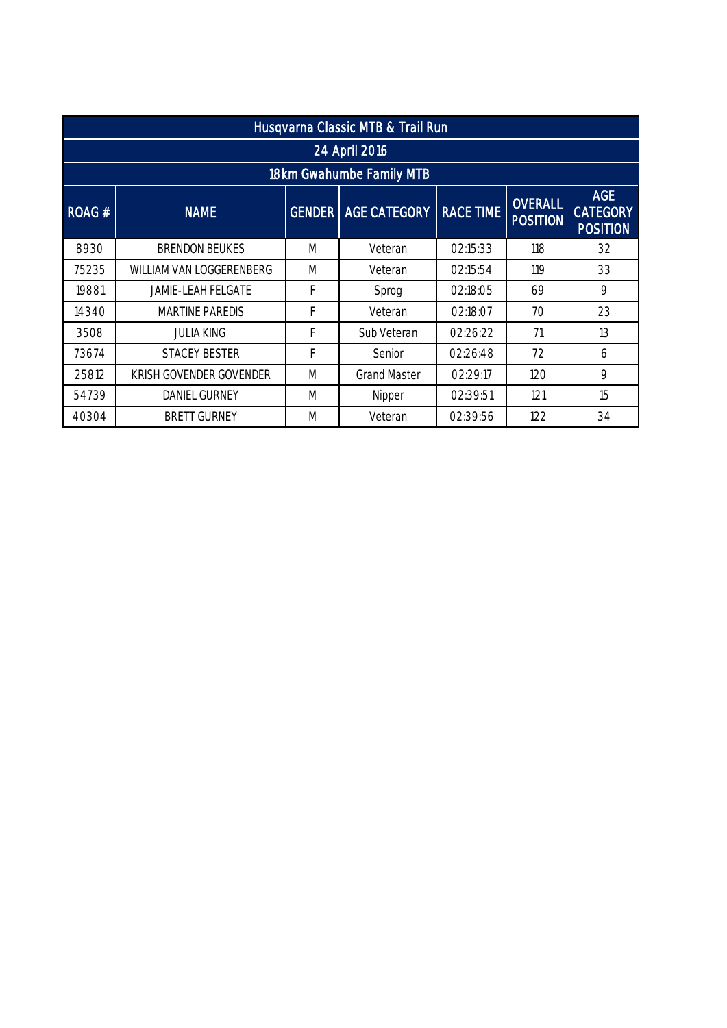| Husqvarna Classic MTB & Trail Run | | | | | | |
|---|---|---|---|---|---|---|
| 24 April 2016 | | | | | | |
| 18km Gwahumbe Family MTB | | | | | | |
| ROAG # | NAME | GENDER | AGE CATEGORY | RACE TIME | OVERALL POSITION | AGE CATEGORY POSITION |
| 8930 | BRENDON BEUKES | M | Veteran | 02:15:33 | 118 | 32 |
| 75235 | WILLIAM VAN LOGGERENBERG | M | Veteran | 02:15:54 | 119 | 33 |
| 19881 | JAMIE-LEAH FELGATE | F | Sprog | 02:18:05 | 69 | 9 |
| 14340 | MARTINE PAREDIS | F | Veteran | 02:18:07 | 70 | 23 |
| 3508 | JULIA KING | F | Sub Veteran | 02:26:22 | 71 | 13 |
| 73674 | STACEY BESTER | F | Senior | 02:26:48 | 72 | 6 |
| 25812 | KRISH GOVENDER GOVENDER | M | Grand Master | 02:29:17 | 120 | 9 |
| 54739 | DANIEL GURNEY | M | Nipper | 02:39:51 | 121 | 15 |
| 40304 | BRETT GURNEY | M | Veteran | 02:39:56 | 122 | 34 |